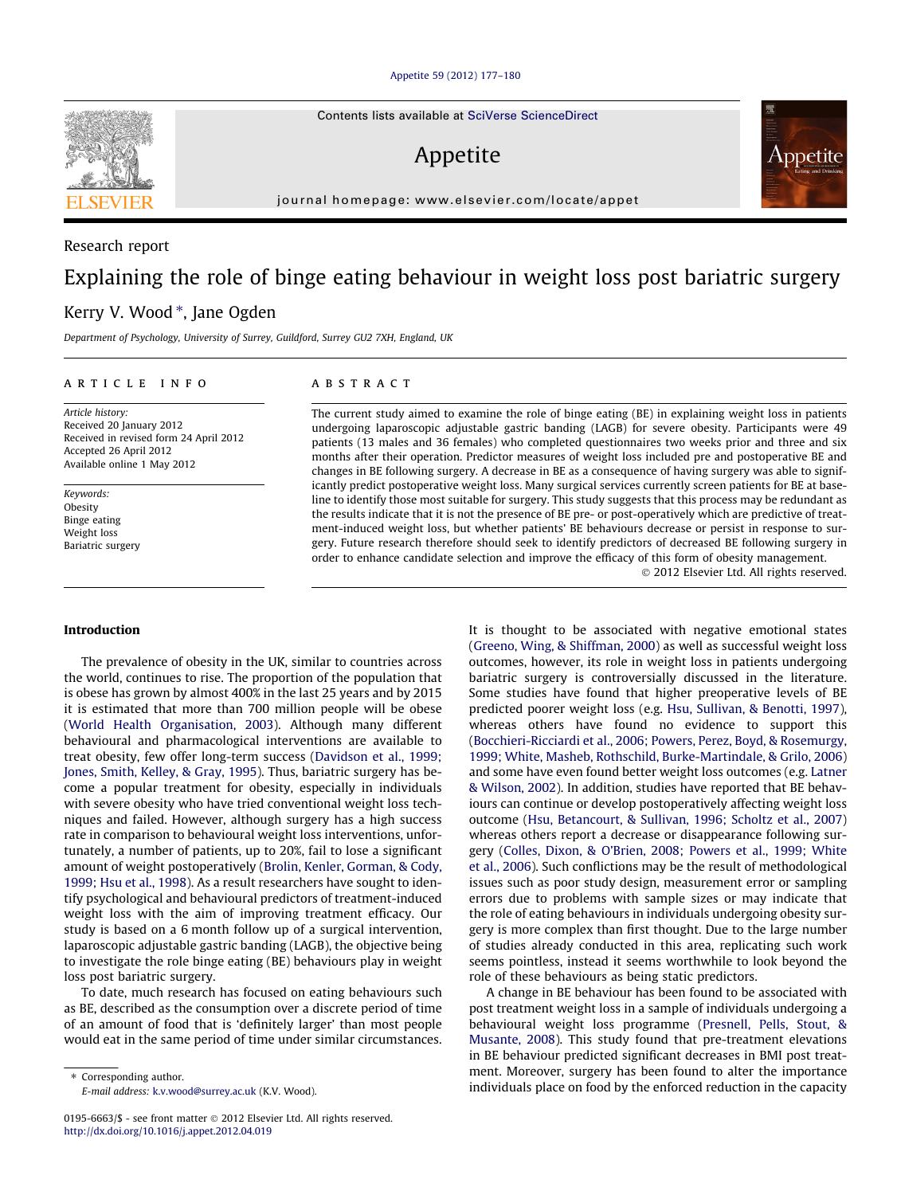Research report

# Explaining the role of binge eating behaviour in weight loss post bariatric surgery

Kerry V. Wood *, Jane Ogden

Department of Psychology, University of Surrey, Guildford, Surrey GU2 7XH, England, UK

## ARTICLE INFO

*Article history:*
Received 20 January 2012
Received in revised form 24 April 2012
Accepted 26 April 2012
Available online 1 May 2012

*Keywords:*
Obesity
Binge eating
Weight loss
Bariatric surgery

## ABSTRACT

The current study aimed to examine the role of binge eating (BE) in explaining weight loss in patients undergoing laparoscopic adjustable gastric banding (LAGB) for severe obesity. Participants were 49 patients (13 males and 36 females) who completed questionnaires two weeks prior and three and six months after their operation. Predictor measures of weight loss included pre and postoperative BE and changes in BE following surgery. A decrease in BE as a consequence of having surgery was able to significantly predict postoperative weight loss. Many surgical services currently screen patients for BE at baseline to identify those most suitable for surgery. This study suggests that this process may be redundant as the results indicate that it is not the presence of BE pre- or post-operatively which are predictive of treatment-induced weight loss, but whether patients' BE behaviours decrease or persist in response to surgery. Future research therefore should seek to identify predictors of decreased BE following surgery in order to enhance candidate selection and improve the efficacy of this form of obesity management.

© 2012 Elsevier Ltd. All rights reserved.

## Introduction

The prevalence of obesity in the UK, similar to countries across the world, continues to rise. The proportion of the population that is obese has grown by almost 400% in the last 25 years and by 2015 it is estimated that more than 700 million people will be obese (World Health Organisation, 2003). Although many different behavioural and pharmacological interventions are available to treat obesity, few offer long-term success (Davidson et al., 1999; Jones, Smith, Kelley, & Gray, 1995). Thus, bariatric surgery has become a popular treatment for obesity, especially in individuals with severe obesity who have tried conventional weight loss techniques and failed. However, although surgery has a high success rate in comparison to behavioural weight loss interventions, unfortunately, a number of patients, up to 20%, fail to lose a significant amount of weight postoperatively (Brolin, Kenler, Gorman, & Cody, 1999; Hsu et al., 1998). As a result researchers have sought to identify psychological and behavioural predictors of treatment-induced weight loss with the aim of improving treatment efficacy. Our study is based on a 6 month follow up of a surgical intervention, laparoscopic adjustable gastric banding (LAGB), the objective being to investigate the role binge eating (BE) behaviours play in weight loss post bariatric surgery.

To date, much research has focused on eating behaviours such as BE, described as the consumption over a discrete period of time of an amount of food that is 'definitely larger' than most people would eat in the same period of time under similar circumstances. It is thought to be associated with negative emotional states (Greeno, Wing, & Shiffman, 2000) as well as successful weight loss outcomes, however, its role in weight loss in patients undergoing bariatric surgery is controversially discussed in the literature. Some studies have found that higher preoperative levels of BE predicted poorer weight loss (e.g. Hsu, Sullivan, & Benotti, 1997), whereas others have found no evidence to support this (Bocchieri-Ricciardi et al., 2006; Powers, Perez, Boyd, & Rosemurgy, 1999; White, Masheb, Rothschild, Burke-Martindale, & Grilo, 2006) and some have even found better weight loss outcomes (e.g. Latner & Wilson, 2002). In addition, studies have reported that BE behaviours can continue or develop postoperatively affecting weight loss outcome (Hsu, Betancourt, & Sullivan, 1996; Scholtz et al., 2007) whereas others report a decrease or disappearance following surgery (Colles, Dixon, & O'Brien, 2008; Powers et al., 1999; White et al., 2006). Such conflictions may be the result of methodological issues such as poor study design, measurement error or sampling errors due to problems with sample sizes or may indicate that the role of eating behaviours in individuals undergoing obesity surgery is more complex than first thought. Due to the large number of studies already conducted in this area, replicating such work seems pointless, instead it seems worthwhile to look beyond the role of these behaviours as being static predictors.

A change in BE behaviour has been found to be associated with post treatment weight loss in a sample of individuals undergoing a behavioural weight loss programme (Presnell, Pells, Stout, & Musante, 2008). This study found that pre-treatment elevations in BE behaviour predicted significant decreases in BMI post treatment. Moreover, surgery has been found to alter the importance individuals place on food by the enforced reduction in the capacity

* Corresponding author.
E-mail address: k.v.wood@surrey.ac.uk (K.V. Wood).

0195-6663/$ - see front matter © 2012 Elsevier Ltd. All rights reserved.
http://dx.doi.org/10.1016/j.appet.2012.04.019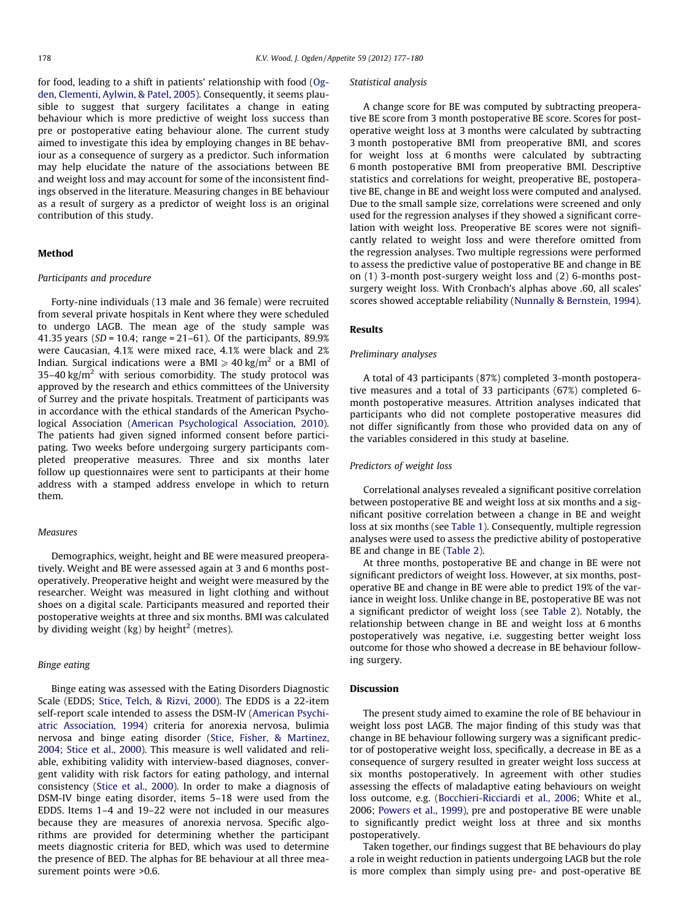for food, leading to a shift in patients' relationship with food (Ogden, Clementi, Aylwin, & Patel, 2005). Consequently, it seems plausible to suggest that surgery facilitates a change in eating behaviour which is more predictive of weight loss success than pre or postoperative eating behaviour alone. The current study aimed to investigate this idea by employing changes in BE behaviour as a consequence of surgery as a predictor. Such information may help elucidate the nature of the associations between BE and weight loss and may account for some of the inconsistent findings observed in the literature. Measuring changes in BE behaviour as a result of surgery as a predictor of weight loss is an original contribution of this study.

## Method

### Participants and procedure

Forty-nine individuals (13 male and 36 female) were recruited from several private hospitals in Kent where they were scheduled to undergo LAGB. The mean age of the study sample was 41.35 years (*SD* = 10.4; range = 21–61). Of the participants, 89.9% were Caucasian, 4.1% were mixed race, 4.1% were black and 2% Indian. Surgical indications were a BMI $\geqslant 40\ \text{kg/m}^2$ or a BMI of $35–40\ \text{kg/m}^2$ with serious comorbidity. The study protocol was approved by the research and ethics committees of the University of Surrey and the private hospitals. Treatment of participants was in accordance with the ethical standards of the American Psychological Association (American Psychological Association, 2010). The patients had given signed informed consent before participating. Two weeks before undergoing surgery participants completed preoperative measures. Three and six months later follow up questionnaires were sent to participants at their home address with a stamped address envelope in which to return them.

### Measures

Demographics, weight, height and BE were measured preoperatively. Weight and BE were assessed again at 3 and 6 months postoperatively. Preoperative height and weight were measured by the researcher. Weight was measured in light clothing and without shoes on a digital scale. Participants measured and reported their postoperative weights at three and six months. BMI was calculated by dividing weight (kg) by height$^2$ (metres).

### Binge eating

Binge eating was assessed with the Eating Disorders Diagnostic Scale (EDDS; Stice, Telch, & Rizvi, 2000). The EDDS is a 22-item self-report scale intended to assess the DSM-IV (American Psychiatric Association, 1994) criteria for anorexia nervosa, bulimia nervosa and binge eating disorder (Stice, Fisher, & Martinez, 2004; Stice et al., 2000). This measure is well validated and reliable, exhibiting validity with interview-based diagnoses, convergent validity with risk factors for eating pathology, and internal consistency (Stice et al., 2000). In order to make a diagnosis of DSM-IV binge eating disorder, items 5–18 were used from the EDDS. Items 1–4 and 19–22 were not included in our measures because they are measures of anorexia nervosa. Specific algorithms are provided for determining whether the participant meets diagnostic criteria for BED, which was used to determine the presence of BED. The alphas for BE behaviour at all three measurement points were >0.6.

### Statistical analysis

A change score for BE was computed by subtracting preoperative BE score from 3 month postoperative BE score. Scores for postoperative weight loss at 3 months were calculated by subtracting 3 month postoperative BMI from preoperative BMI, and scores for weight loss at 6 months were calculated by subtracting 6 month postoperative BMI from preoperative BMI. Descriptive statistics and correlations for weight, preoperative BE, postoperative BE, change in BE and weight loss were computed and analysed. Due to the small sample size, correlations were screened and only used for the regression analyses if they showed a significant correlation with weight loss. Preoperative BE scores were not significantly related to weight loss and were therefore omitted from the regression analyses. Two multiple regressions were performed to assess the predictive value of postoperative BE and change in BE on (1) 3-month post-surgery weight loss and (2) 6-months post-surgery weight loss. With Cronbach's alphas above .60, all scales' scores showed acceptable reliability (Nunnally & Bernstein, 1994).

## Results

### Preliminary analyses

A total of 43 participants (87%) completed 3-month postoperative measures and a total of 33 participants (67%) completed 6-month postoperative measures. Attrition analyses indicated that participants who did not complete postoperative measures did not differ significantly from those who provided data on any of the variables considered in this study at baseline.

### Predictors of weight loss

Correlational analyses revealed a significant positive correlation between postoperative BE and weight loss at six months and a significant positive correlation between a change in BE and weight loss at six months (see Table 1). Consequently, multiple regression analyses were used to assess the predictive ability of postoperative BE and change in BE (Table 2).

At three months, postoperative BE and change in BE were not significant predictors of weight loss. However, at six months, postoperative BE and change in BE were able to predict 19% of the variance in weight loss. Unlike change in BE, postoperative BE was not a significant predictor of weight loss (see Table 2). Notably, the relationship between change in BE and weight loss at 6 months postoperatively was negative, i.e. suggesting better weight loss outcome for those who showed a decrease in BE behaviour following surgery.

## Discussion

The present study aimed to examine the role of BE behaviour in weight loss post LAGB. The major finding of this study was that change in BE behaviour following surgery was a significant predictor of postoperative weight loss, specifically, a decrease in BE as a consequence of surgery resulted in greater weight loss success at six months postoperatively. In agreement with other studies assessing the effects of maladaptive eating behaviours on weight loss outcome, e.g. (Bocchieri-Ricciardi et al., 2006; White et al., 2006; Powers et al., 1999), pre and postoperative BE were unable to significantly predict weight loss at three and six months postoperatively.

Taken together, our findings suggest that BE behaviours do play a role in weight reduction in patients undergoing LAGB but the role is more complex than simply using pre- and post-operative BE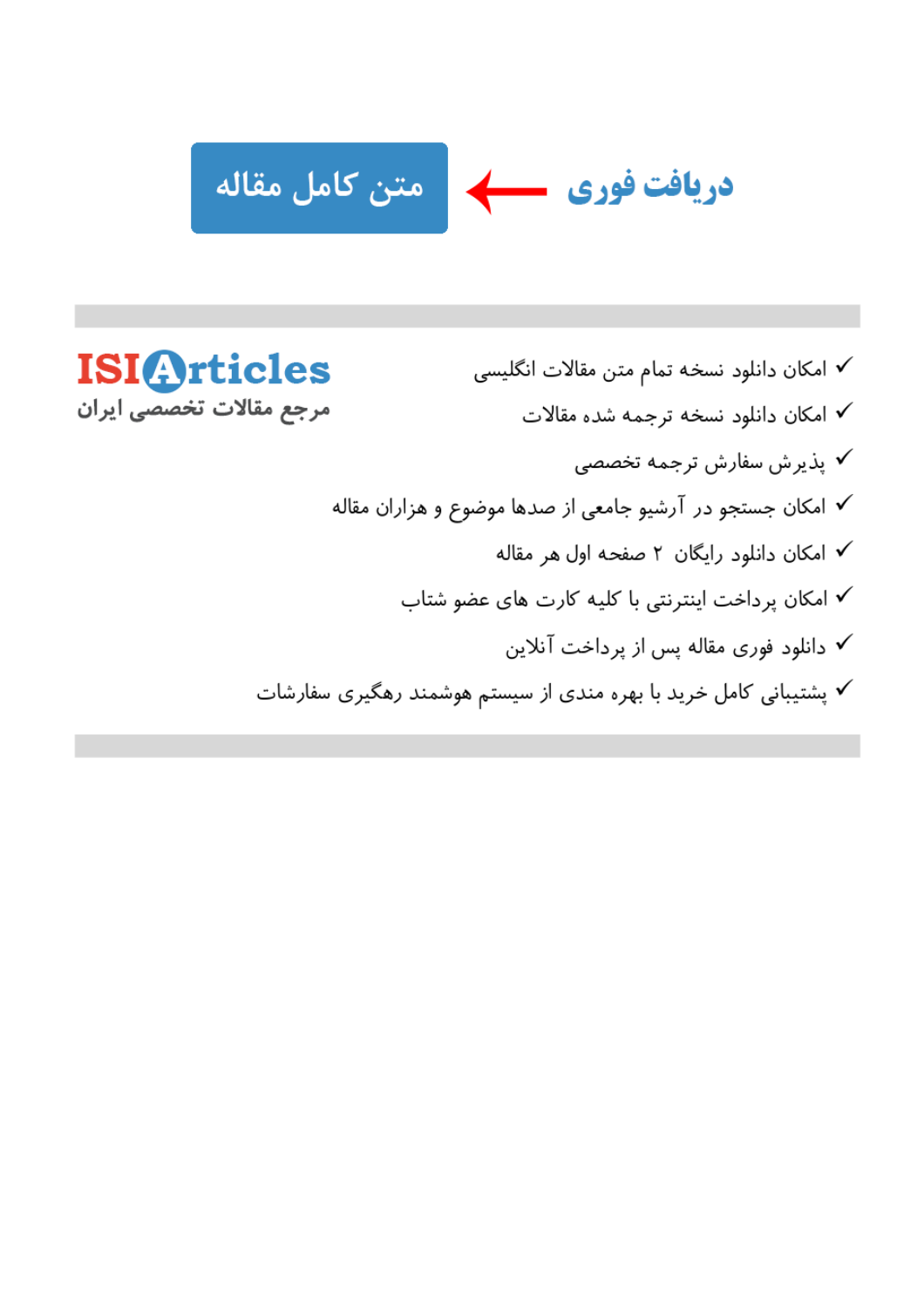دریافت فوری ← **متن کامل مقاله**

**ISIArticles**
مرجع مقالات تخصصی ایران

- ✓ امکان دانلود نسخه تمام متن مقالات انگلیسی
- ✓ امکان دانلود نسخه ترجمه شده مقالات
- ✓ پذیرش سفارش ترجمه تخصصی
- ✓ امکان جستجو در آرشیو جامعی از صدها موضوع و هزاران مقاله
- ✓ امکان دانلود رایگان ۲ صفحه اول هر مقاله
- ✓ امکان پرداخت اینترنتی با کلیه کارت های عضو شتاب
- ✓ دانلود فوری مقاله پس از پرداخت آنلاین
- ✓ پشتیبانی کامل خرید با بهره مندی از سیستم هوشمند رهگیری سفارشات